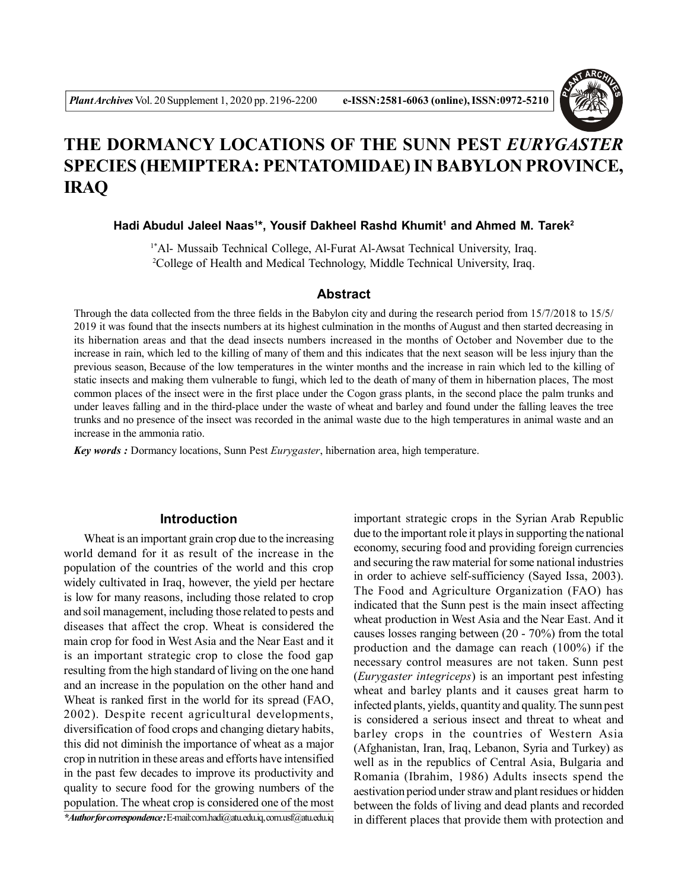# THE DORMANCY LOCATIONS OF THE SUNN PEST *EURYGASTER* SPECIES (HEMIPTERA: PENTATOMIDAE) IN BABYLON PROVINCE, IRAQ

**Hadi Abudul Jaleel Naas[1]*, Yousif Dakheel Rashd Khumit[1] and Ahmed M. Tarek[2]**

[1*]Al- Mussaib Technical College, Al-Furat Al-Awsat Technical University, Iraq.
[2]College of Health and Medical Technology, Middle Technical University, Iraq.

## Abstract

Through the data collected from the three fields in the Babylon city and during the research period from 15/7/2018 to 15/5/2019 it was found that the insects numbers at its highest culmination in the months of August and then started decreasing in its hibernation areas and that the dead insects numbers increased in the months of October and November due to the increase in rain, which led to the killing of many of them and this indicates that the next season will be less injury than the previous season, Because of the low temperatures in the winter months and the increase in rain which led to the killing of static insects and making them vulnerable to fungi, which led to the death of many of them in hibernation places, The most common places of the insect were in the first place under the Cogon grass plants, in the second place the palm trunks and under leaves falling and in the third-place under the waste of wheat and barley and found under the falling leaves the tree trunks and no presence of the insect was recorded in the animal waste due to the high temperatures in animal waste and an increase in the ammonia ratio.

***Key words :*** Dormancy locations, Sunn Pest *Eurygaster*, hibernation area, high temperature.

## Introduction

Wheat is an important grain crop due to the increasing world demand for it as result of the increase in the population of the countries of the world and this crop widely cultivated in Iraq, however, the yield per hectare is low for many reasons, including those related to crop and soil management, including those related to pests and diseases that affect the crop. Wheat is considered the main crop for food in West Asia and the Near East and it is an important strategic crop to close the food gap resulting from the high standard of living on the one hand and an increase in the population on the other hand and Wheat is ranked first in the world for its spread (FAO, 2002). Despite recent agricultural developments, diversification of food crops and changing dietary habits, this did not diminish the importance of wheat as a major crop in nutrition in these areas and efforts have intensified in the past few decades to improve its productivity and quality to secure food for the growing numbers of the population. The wheat crop is considered one of the most important strategic crops in the Syrian Arab Republic due to the important role it plays in supporting the national economy, securing food and providing foreign currencies and securing the raw material for some national industries in order to achieve self-sufficiency (Sayed Issa, 2003). The Food and Agriculture Organization (FAO) has indicated that the Sunn pest is the main insect affecting wheat production in West Asia and the Near East. And it causes losses ranging between (20 - 70%) from the total production and the damage can reach (100%) if the necessary control measures are not taken. Sunn pest (*Eurygaster integriceps*) is an important pest infesting wheat and barley plants and it causes great harm to infected plants, yields, quantity and quality. The sunn pest is considered a serious insect and threat to wheat and barley crops in the countries of Western Asia (Afghanistan, Iran, Iraq, Lebanon, Syria and Turkey) as well as in the republics of Central Asia, Bulgaria and Romania (Ibrahim, 1986) Adults insects spend the aestivation period under straw and plant residues or hidden between the folds of living and dead plants and recorded in different places that provide them with protection and

***Author for correspondence :** E-mail:com.hadi@atu.edu.iq, com.usf@atu.edu.iq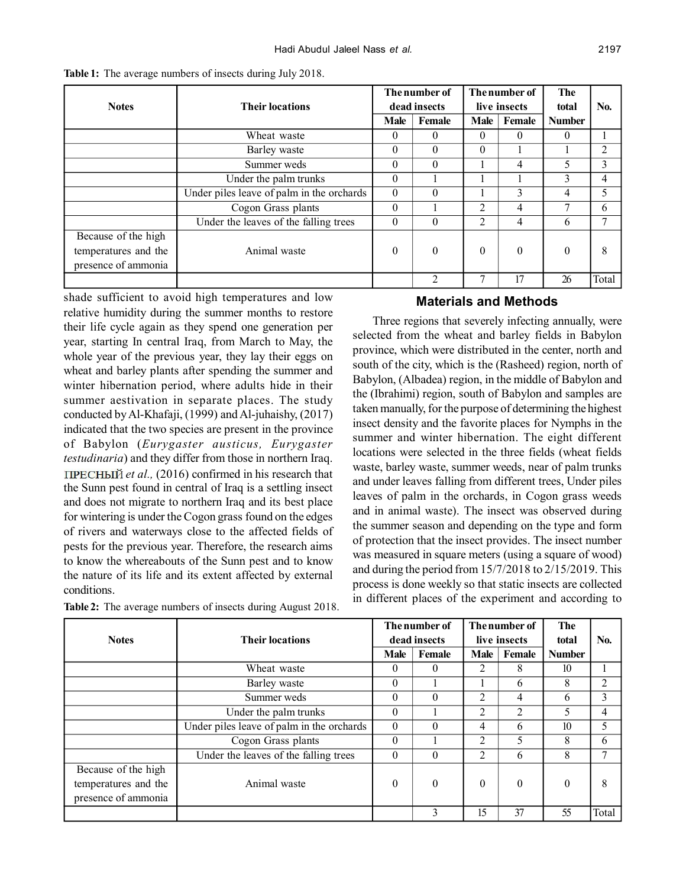**Table 1:** The average numbers of insects during July 2018.

| Notes | Their locations | The number of dead insects | | The number of live insects | | The total Number | No. |
|---|---|---|---|---|---|---|---|
| | | Male | Female | Male | Female | | |
| | Wheat waste | 0 | 0 | 0 | 0 | 0 | 1 |
| | Barley waste | 0 | 0 | 0 | 1 | 1 | 2 |
| | Summer weds | 0 | 0 | 1 | 4 | 5 | 3 |
| | Under the palm trunks | 0 | 1 | 1 | 1 | 3 | 4 |
| | Under piles leave of palm in the orchards | 0 | 0 | 1 | 3 | 4 | 5 |
| | Cogon Grass plants | 0 | 1 | 2 | 4 | 7 | 6 |
| | Under the leaves of the falling trees | 0 | 0 | 2 | 4 | 6 | 7 |
| Because of the high temperatures and the presence of ammonia | Animal waste | 0 | 0 | 0 | 0 | 0 | 8 |
| | | | 2 | 7 | 17 | 26 | Total |

shade sufficient to avoid high temperatures and low relative humidity during the summer months to restore their life cycle again as they spend one generation per year, starting In central Iraq, from March to May, the whole year of the previous year, they lay their eggs on wheat and barley plants after spending the summer and winter hibernation period, where adults hide in their summer aestivation in separate places. The study conducted by Al-Khafaji, (1999) and Al-juhaishy, (2017) indicated that the two species are present in the province of Babylon (*Eurygaster austicus, Eurygaster testudinaria*) and they differ from those in northern Iraq. ПРЕСНЫЙ *et al.,* (2016) confirmed in his research that the Sunn pest found in central of Iraq is a settling insect and does not migrate to northern Iraq and its best place for wintering is under the Cogon grass found on the edges of rivers and waterways close to the affected fields of pests for the previous year. Therefore, the research aims to know the whereabouts of the Sunn pest and to know the nature of its life and its extent affected by external conditions.

## Materials and Methods

Three regions that severely infecting annually, were selected from the wheat and barley fields in Babylon province, which were distributed in the center, north and south of the city, which is the (Rasheed) region, north of Babylon, (Albadea) region, in the middle of Babylon and the (Ibrahimi) region, south of Babylon and samples are taken manually, for the purpose of determining the highest insect density and the favorite places for Nymphs in the summer and winter hibernation. The eight different locations were selected in the three fields (wheat fields waste, barley waste, summer weeds, near of palm trunks and under leaves falling from different trees, Under piles leaves of palm in the orchards, in Cogon grass weeds and in animal waste). The insect was observed during the summer season and depending on the type and form of protection that the insect provides. The insect number was measured in square meters (using a square of wood) and during the period from 15/7/2018 to 2/15/2019. This process is done weekly so that static insects are collected in different places of the experiment and according to

**Table 2:** The average numbers of insects during August 2018.

| Notes | Their locations | The number of dead insects | | The number of live insects | | The total Number | No. |
|---|---|---|---|---|---|---|---|
| | | Male | Female | Male | Female | | |
| | Wheat waste | 0 | 0 | 2 | 8 | 10 | 1 |
| | Barley waste | 0 | 1 | 1 | 6 | 8 | 2 |
| | Summer weds | 0 | 0 | 2 | 4 | 6 | 3 |
| | Under the palm trunks | 0 | 1 | 2 | 2 | 5 | 4 |
| | Under piles leave of palm in the orchards | 0 | 0 | 4 | 6 | 10 | 5 |
| | Cogon Grass plants | 0 | 1 | 2 | 5 | 8 | 6 |
| | Under the leaves of the falling trees | 0 | 0 | 2 | 6 | 8 | 7 |
| Because of the high temperatures and the presence of ammonia | Animal waste | 0 | 0 | 0 | 0 | 0 | 8 |
| | | | 3 | 15 | 37 | 55 | Total |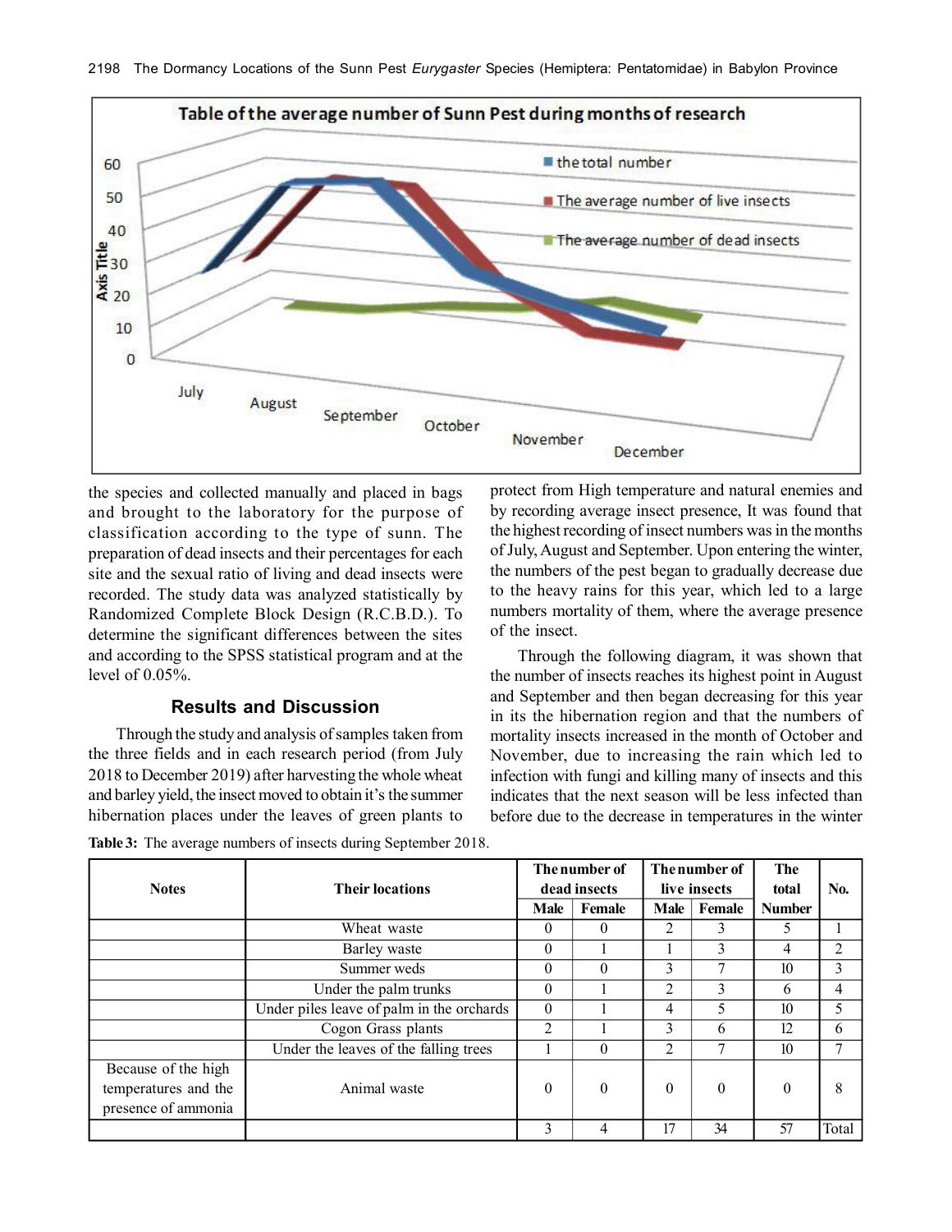the species and collected manually and placed in bags and brought to the laboratory for the purpose of classification according to the type of sunn. The preparation of dead insects and their percentages for each site and the sexual ratio of living and dead insects were recorded. The study data was analyzed statistically by Randomized Complete Block Design (R.C.B.D.). To determine the significant differences between the sites and according to the SPSS statistical program and at the level of 0.05%.

## Results and Discussion

Through the study and analysis of samples taken from the three fields and in each research period (from July 2018 to December 2019) after harvesting the whole wheat and barley yield, the insect moved to obtain it's the summer hibernation places under the leaves of green plants to protect from High temperature and natural enemies and by recording average insect presence, It was found that the highest recording of insect numbers was in the months of July, August and September. Upon entering the winter, the numbers of the pest began to gradually decrease due to the heavy rains for this year, which led to a large numbers mortality of them, where the average presence of the insect.

Through the following diagram, it was shown that the number of insects reaches its highest point in August and September and then began decreasing for this year in its the hibernation region and that the numbers of mortality insects increased in the month of October and November, due to increasing the rain which led to infection with fungi and killing many of insects and this indicates that the next season will be less infected than before due to the decrease in temperatures in the winter

**Table 3:** The average numbers of insects during September 2018.

| Notes | Their locations | The number of dead insects | | The number of live insects | | The total Number | No. |
|---|---|---|---|---|---|---|---|
| | | Male | Female | Male | Female | | |
| | Wheat waste | 0 | 0 | 2 | 3 | 5 | 1 |
| | Barley waste | 0 | 1 | 1 | 3 | 4 | 2 |
| | Summer weds | 0 | 0 | 3 | 7 | 10 | 3 |
| | Under the palm trunks | 0 | 1 | 2 | 3 | 6 | 4 |
| | Under piles leave of palm in the orchards | 0 | 1 | 4 | 5 | 10 | 5 |
| | Cogon Grass plants | 2 | 1 | 3 | 6 | 12 | 6 |
| | Under the leaves of the falling trees | 1 | 0 | 2 | 7 | 10 | 7 |
| Because of the high temperatures and the presence of ammonia | Animal waste | 0 | 0 | 0 | 0 | 0 | 8 |
| | | 3 | 4 | 17 | 34 | 57 | Total |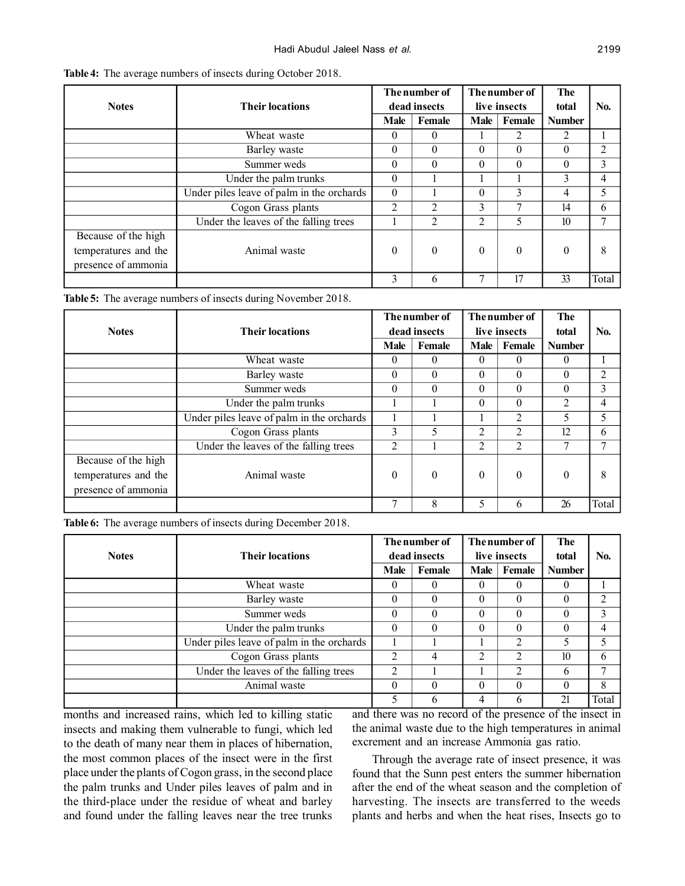**Table 4:** The average numbers of insects during October 2018.

| Notes | Their locations | The number of dead insects | | The number of live insects | | The total Number | No. |
|---|---|---|---|---|---|---|---|
| | | Male | Female | Male | Female | | |
| | Wheat waste | 0 | 0 | 1 | 2 | 2 | 1 |
| | Barley waste | 0 | 0 | 0 | 0 | 0 | 2 |
| | Summer weds | 0 | 0 | 0 | 0 | 0 | 3 |
| | Under the palm trunks | 0 | 1 | 1 | 1 | 3 | 4 |
| | Under piles leave of palm in the orchards | 0 | 1 | 0 | 3 | 4 | 5 |
| | Cogon Grass plants | 2 | 2 | 3 | 7 | 14 | 6 |
| | Under the leaves of the falling trees | 1 | 2 | 2 | 5 | 10 | 7 |
| Because of the high temperatures and the presence of ammonia | Animal waste | 0 | 0 | 0 | 0 | 0 | 8 |
| | | 3 | 6 | 7 | 17 | 33 | Total |

**Table 5:** The average numbers of insects during November 2018.

| Notes | Their locations | The number of dead insects | | The number of live insects | | The total Number | No. |
|---|---|---|---|---|---|---|---|
| | | Male | Female | Male | Female | | |
| | Wheat waste | 0 | 0 | 0 | 0 | 0 | 1 |
| | Barley waste | 0 | 0 | 0 | 0 | 0 | 2 |
| | Summer weds | 0 | 0 | 0 | 0 | 0 | 3 |
| | Under the palm trunks | 1 | 1 | 0 | 0 | 2 | 4 |
| | Under piles leave of palm in the orchards | 1 | 1 | 1 | 2 | 5 | 5 |
| | Cogon Grass plants | 3 | 5 | 2 | 2 | 12 | 6 |
| | Under the leaves of the falling trees | 2 | 1 | 2 | 2 | 7 | 7 |
| Because of the high temperatures and the presence of ammonia | Animal waste | 0 | 0 | 0 | 0 | 0 | 8 |
| | | 7 | 8 | 5 | 6 | 26 | Total |

**Table 6:** The average numbers of insects during December 2018.

| Notes | Their locations | The number of dead insects | | The number of live insects | | The total Number | No. |
|---|---|---|---|---|---|---|---|
| | | Male | Female | Male | Female | | |
| | Wheat waste | 0 | 0 | 0 | 0 | 0 | 1 |
| | Barley waste | 0 | 0 | 0 | 0 | 0 | 2 |
| | Summer weds | 0 | 0 | 0 | 0 | 0 | 3 |
| | Under the palm trunks | 0 | 0 | 0 | 0 | 0 | 4 |
| | Under piles leave of palm in the orchards | 1 | 1 | 1 | 2 | 5 | 5 |
| | Cogon Grass plants | 2 | 4 | 2 | 2 | 10 | 6 |
| | Under the leaves of the falling trees | 2 | 1 | 1 | 2 | 6 | 7 |
| | Animal waste | 0 | 0 | 0 | 0 | 0 | 8 |
| | | 5 | 6 | 4 | 6 | 21 | Total |

months and increased rains, which led to killing static insects and making them vulnerable to fungi, which led to the death of many near them in places of hibernation, the most common places of the insect were in the first place under the plants of Cogon grass, in the second place the palm trunks and Under piles leaves of palm and in the third-place under the residue of wheat and barley and found under the falling leaves near the tree trunks and there was no record of the presence of the insect in the animal waste due to the high temperatures in animal excrement and an increase Ammonia gas ratio.

Through the average rate of insect presence, it was found that the Sunn pest enters the summer hibernation after the end of the wheat season and the completion of harvesting. The insects are transferred to the weeds plants and herbs and when the heat rises, Insects go to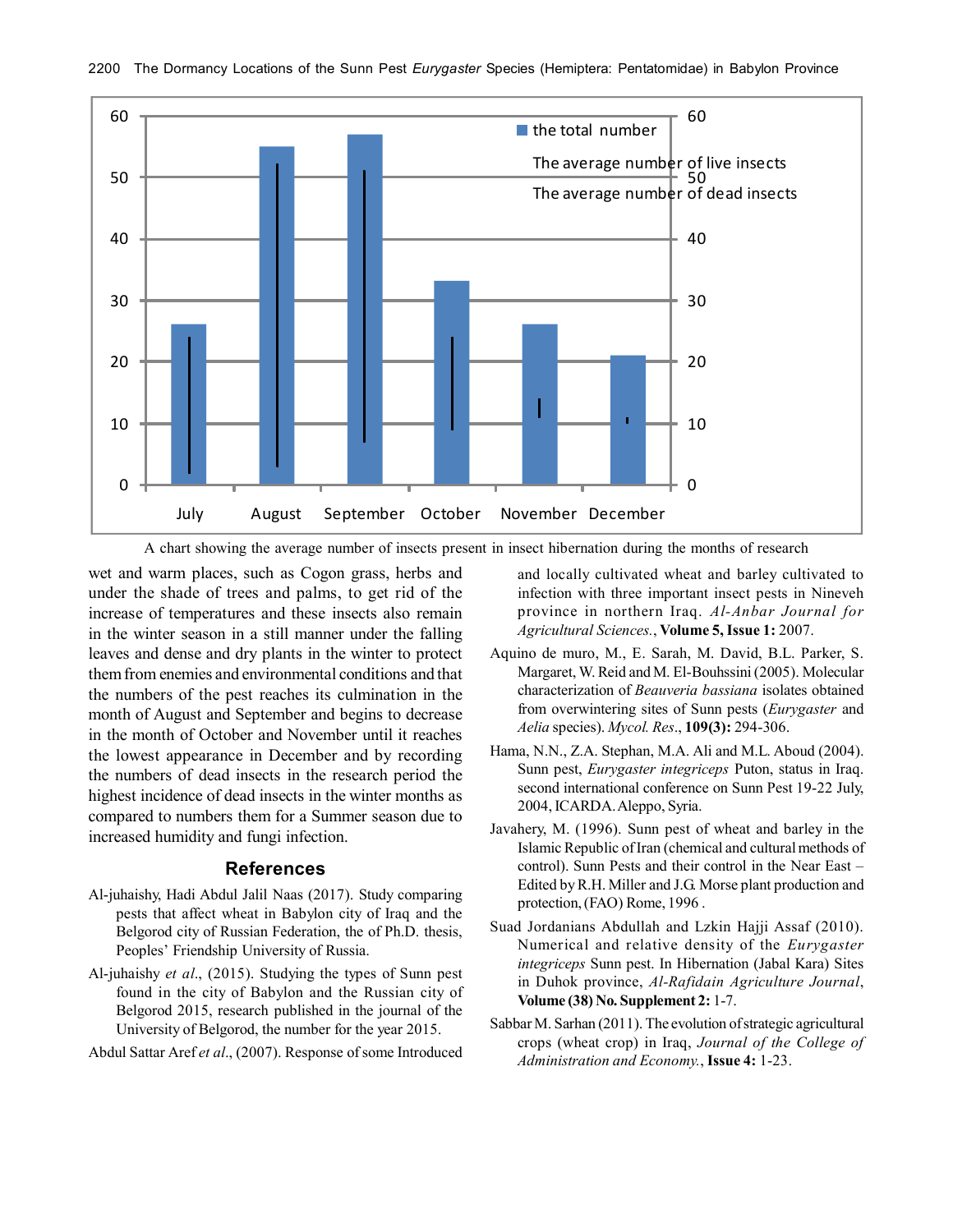60
50
40
30
20
10
0

60
50
40
30
20
10
0

the total number

The average number of live insects

The average number of dead insects

July August September October November December

A chart showing the average number of insects present in insect hibernation during the months of research

wet and warm places, such as Cogon grass, herbs and under the shade of trees and palms, to get rid of the increase of temperatures and these insects also remain in the winter season in a still manner under the falling leaves and dense and dry plants in the winter to protect them from enemies and environmental conditions and that the numbers of the pest reaches its culmination in the month of August and September and begins to decrease in the month of October and November until it reaches the lowest appearance in December and by recording the numbers of dead insects in the research period the highest incidence of dead insects in the winter months as compared to numbers them for a Summer season due to increased humidity and fungi infection.

## References

Al-juhaishy, Hadi Abdul Jalil Naas (2017). Study comparing pests that affect wheat in Babylon city of Iraq and the Belgorod city of Russian Federation, the of Ph.D. thesis, Peoples' Friendship University of Russia.

Al-juhaishy *et al*., (2015). Studying the types of Sunn pest found in the city of Babylon and the Russian city of Belgorod 2015, research published in the journal of the University of Belgorod, the number for the year 2015.

Abdul Sattar Aref *et al*., (2007). Response of some Introduced and locally cultivated wheat and barley cultivated to infection with three important insect pests in Nineveh province in northern Iraq. *Al-Anbar Journal for Agricultural Sciences.*, **Volume 5, Issue 1:** 2007.

Aquino de muro, M., E. Sarah, M. David, B.L. Parker, S. Margaret, W. Reid and M. El-Bouhssini (2005). Molecular characterization of *Beauveria bassiana* isolates obtained from overwintering sites of Sunn pests (*Eurygaster* and *Aelia* species). *Mycol. Res*., **109(3):** 294-306.

Hama, N.N., Z.A. Stephan, M.A. Ali and M.L. Aboud (2004). Sunn pest, *Eurygaster integriceps* Puton, status in Iraq. second international conference on Sunn Pest 19-22 July, 2004, ICARDA. Aleppo, Syria.

Javahery, M. (1996). Sunn pest of wheat and barley in the Islamic Republic of Iran (chemical and cultural methods of control). Sunn Pests and their control in the Near East – Edited by R.H. Miller and J.G. Morse plant production and protection, (FAO) Rome, 1996 .

Suad Jordanians Abdullah and Lzkin Hajji Assaf (2010). Numerical and relative density of the *Eurygaster integriceps* Sunn pest. In Hibernation (Jabal Kara) Sites in Duhok province, *Al-Rafidain Agriculture Journal*, **Volume (38) No. Supplement 2:** 1-7.

Sabbar M. Sarhan (2011). The evolution of strategic agricultural crops (wheat crop) in Iraq, *Journal of the College of Administration and Economy.*, **Issue 4:** 1-23.